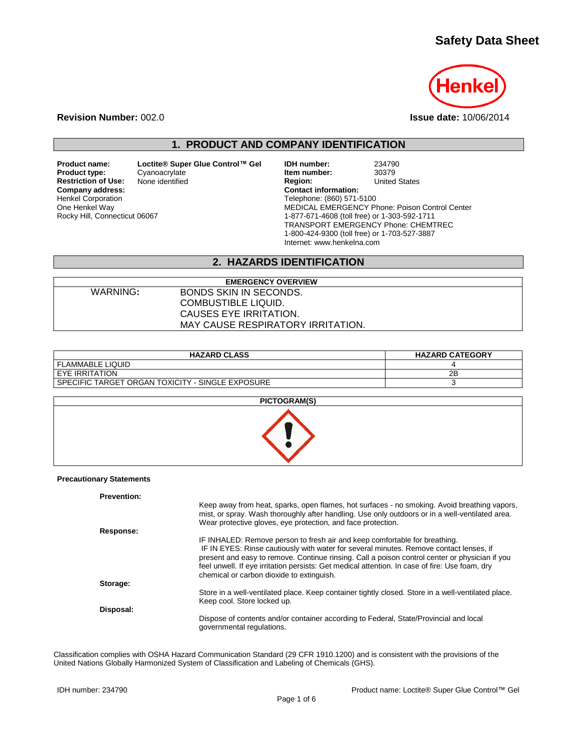# Safety Data Sheet

**Revision Number:** 002.0

**Issue date:** 10/06/2014

## 1. PRODUCT AND COMPANY IDENTIFICATION

**Product name:** Loctite® Super Glue Control™ Gel
**Product type:** Cyanoacrylate
**Restriction of Use:** None identified
**Company address:**
Henkel Corporation
One Henkel Way
Rocky Hill, Connecticut 06067

**IDH number:** 234790
**Item number:** 30379
**Region:** United States
**Contact information:**
Telephone: (860) 571-5100
MEDICAL EMERGENCY Phone: Poison Control Center
1-877-671-4608 (toll free) or 1-303-592-1711
TRANSPORT EMERGENCY Phone: CHEMTREC
1-800-424-9300 (toll free) or 1-703-527-3887
Internet: www.henkelna.com

## 2. HAZARDS IDENTIFICATION

| EMERGENCY OVERVIEW | |
|---|---|
| WARNING: | BONDS SKIN IN SECONDS.<br>COMBUSTIBLE LIQUID.<br>CAUSES EYE IRRITATION.<br>MAY CAUSE RESPIRATORY IRRITATION. |

| HAZARD CLASS | HAZARD CATEGORY |
|---|---|
| FLAMMABLE LIQUID | 4 |
| EYE IRRITATION | 2B |
| SPECIFIC TARGET ORGAN TOXICITY - SINGLE EXPOSURE | 3 |

**PICTOGRAM(S)**

**Precautionary Statements**

**Prevention:**
Keep away from heat, sparks, open flames, hot surfaces - no smoking. Avoid breathing vapors, mist, or spray. Wash thoroughly after handling. Use only outdoors or in a well-ventilated area. Wear protective gloves, eye protection, and face protection.

**Response:**
IF INHALED: Remove person to fresh air and keep comfortable for breathing.
IF IN EYES: Rinse cautiously with water for several minutes. Remove contact lenses, if present and easy to remove. Continue rinsing. Call a poison control center or physician if you feel unwell. If eye irritation persists: Get medical attention. In case of fire: Use foam, dry chemical or carbon dioxide to extinguish.

**Storage:**
Store in a well-ventilated place. Keep container tightly closed. Store in a well-ventilated place. Keep cool. Store locked up.

**Disposal:**
Dispose of contents and/or container according to Federal, State/Provincial and local governmental regulations.

Classification complies with OSHA Hazard Communication Standard (29 CFR 1910.1200) and is consistent with the provisions of the United Nations Globally Harmonized System of Classification and Labeling of Chemicals (GHS).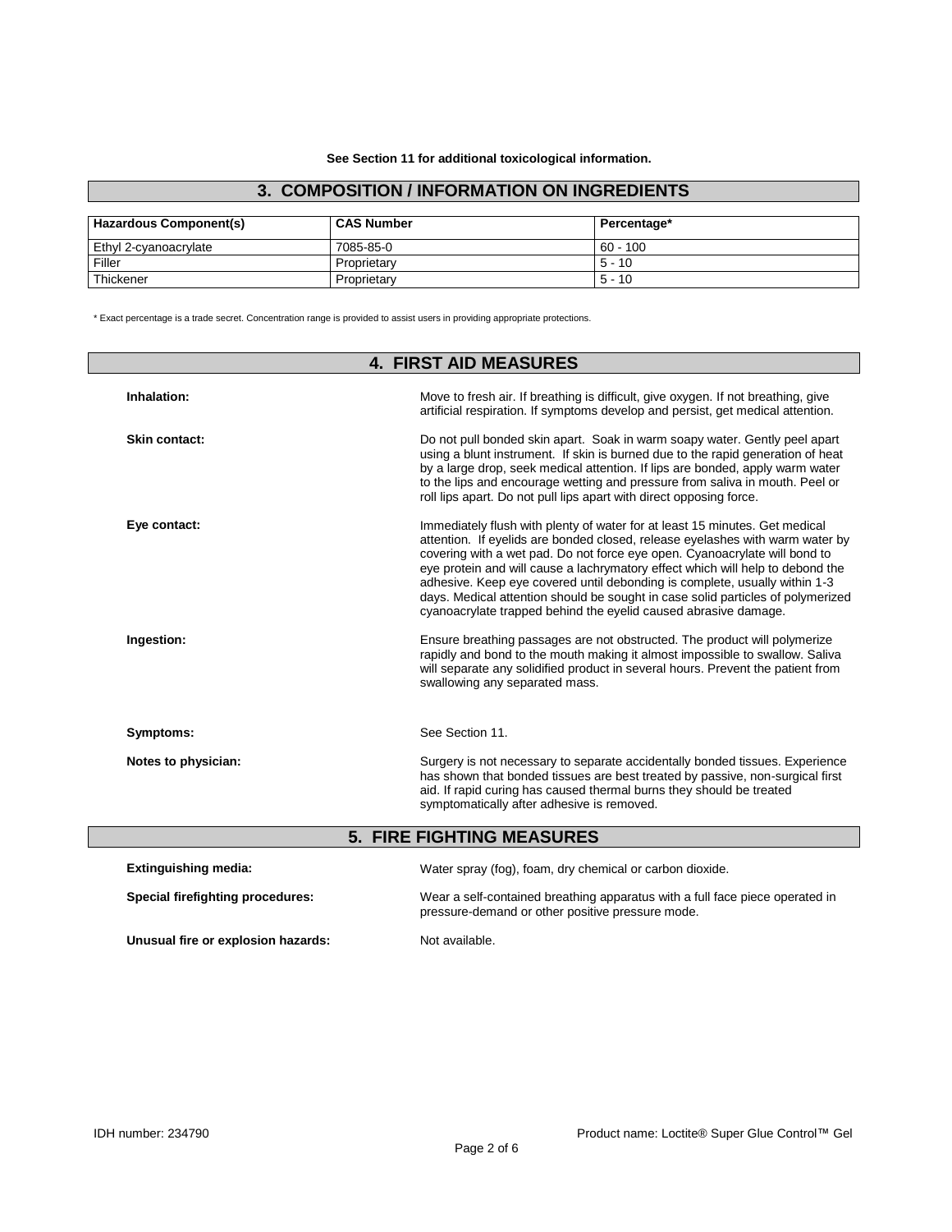**See Section 11 for additional toxicological information.**

## 3. COMPOSITION / INFORMATION ON INGREDIENTS

| Hazardous Component(s) | CAS Number | Percentage* |
|---|---|---|
| Ethyl 2-cyanoacrylate | 7085-85-0 | 60 - 100 |
| Filler | Proprietary | 5 - 10 |
| Thickener | Proprietary | 5 - 10 |

* Exact percentage is a trade secret. Concentration range is provided to assist users in providing appropriate protections.

## 4. FIRST AID MEASURES

**Inhalation:** Move to fresh air. If breathing is difficult, give oxygen. If not breathing, give artificial respiration. If symptoms develop and persist, get medical attention.

**Skin contact:** Do not pull bonded skin apart. Soak in warm soapy water. Gently peel apart using a blunt instrument. If skin is burned due to the rapid generation of heat by a large drop, seek medical attention. If lips are bonded, apply warm water to the lips and encourage wetting and pressure from saliva in mouth. Peel or roll lips apart. Do not pull lips apart with direct opposing force.

**Eye contact:** Immediately flush with plenty of water for at least 15 minutes. Get medical attention. If eyelids are bonded closed, release eyelashes with warm water by covering with a wet pad. Do not force eye open. Cyanoacrylate will bond to eye protein and will cause a lachrymatory effect which will help to debond the adhesive. Keep eye covered until debonding is complete, usually within 1-3 days. Medical attention should be sought in case solid particles of polymerized cyanoacrylate trapped behind the eyelid caused abrasive damage.

**Ingestion:** Ensure breathing passages are not obstructed. The product will polymerize rapidly and bond to the mouth making it almost impossible to swallow. Saliva will separate any solidified product in several hours. Prevent the patient from swallowing any separated mass.

**Symptoms:** See Section 11.

**Notes to physician:** Surgery is not necessary to separate accidentally bonded tissues. Experience has shown that bonded tissues are best treated by passive, non-surgical first aid. If rapid curing has caused thermal burns they should be treated symptomatically after adhesive is removed.

## 5. FIRE FIGHTING MEASURES

**Extinguishing media:** Water spray (fog), foam, dry chemical or carbon dioxide.

**Special firefighting procedures:** Wear a self-contained breathing apparatus with a full face piece operated in pressure-demand or other positive pressure mode.

**Unusual fire or explosion hazards:** Not available.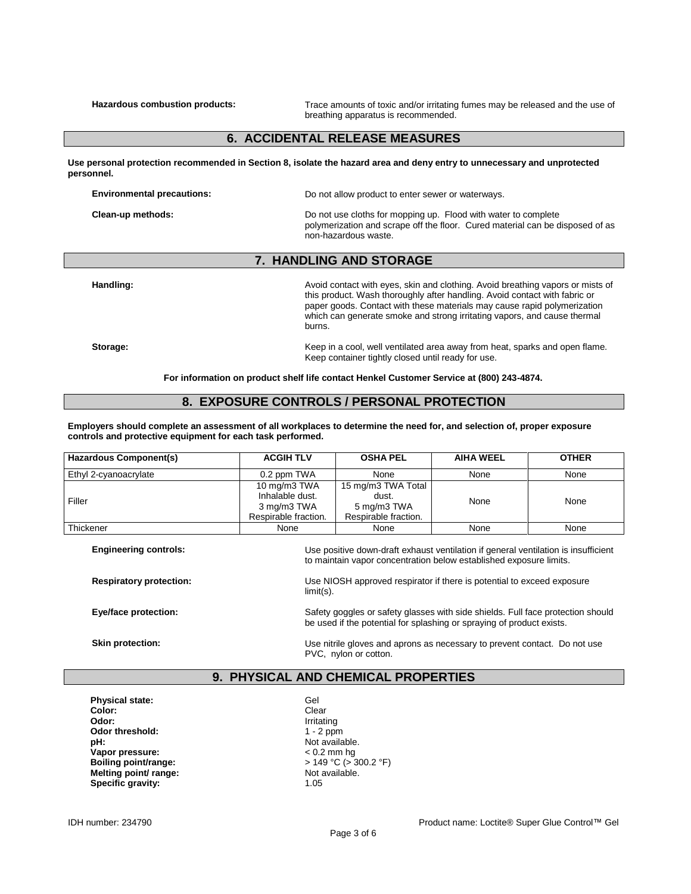**Hazardous combustion products:** Trace amounts of toxic and/or irritating fumes may be released and the use of breathing apparatus is recommended.

## 6. ACCIDENTAL RELEASE MEASURES

**Use personal protection recommended in Section 8, isolate the hazard area and deny entry to unnecessary and unprotected personnel.**

**Environmental precautions:** Do not allow product to enter sewer or waterways.

**Clean-up methods:** Do not use cloths for mopping up. Flood with water to complete polymerization and scrape off the floor. Cured material can be disposed of as non-hazardous waste.

## 7. HANDLING AND STORAGE

**Handling:** Avoid contact with eyes, skin and clothing. Avoid breathing vapors or mists of this product. Wash thoroughly after handling. Avoid contact with fabric or paper goods. Contact with these materials may cause rapid polymerization which can generate smoke and strong irritating vapors, and cause thermal burns.

**Storage:** Keep in a cool, well ventilated area away from heat, sparks and open flame. Keep container tightly closed until ready for use.

**For information on product shelf life contact Henkel Customer Service at (800) 243-4874.**

## 8. EXPOSURE CONTROLS / PERSONAL PROTECTION

**Employers should complete an assessment of all workplaces to determine the need for, and selection of, proper exposure controls and protective equipment for each task performed.**

| Hazardous Component(s) | ACGIH TLV | OSHA PEL | AIHA WEEL | OTHER |
|---|---|---|---|---|
| Ethyl 2-cyanoacrylate | 0.2 ppm TWA | None | None | None |
| Filler | 10 mg/m3 TWA Inhalable dust. 3 mg/m3 TWA Respirable fraction. | 15 mg/m3 TWA Total dust. 5 mg/m3 TWA Respirable fraction. | None | None |
| Thickener | None | None | None | None |

**Engineering controls:** Use positive down-draft exhaust ventilation if general ventilation is insufficient to maintain vapor concentration below established exposure limits.

**Respiratory protection:** Use NIOSH approved respirator if there is potential to exceed exposure limit(s).

**Eye/face protection:** Safety goggles or safety glasses with side shields. Full face protection should be used if the potential for splashing or spraying of product exists.

**Skin protection:** Use nitrile gloves and aprons as necessary to prevent contact. Do not use PVC, nylon or cotton.

## 9. PHYSICAL AND CHEMICAL PROPERTIES

**Physical state:** Gel
**Color:** Clear
**Odor:** Irritating
**Odor threshold:** 1 - 2 ppm
**pH:** Not available.
**Vapor pressure:** < 0.2 mm hg
**Boiling point/range:** > 149 °C (> 300.2 °F)
**Melting point/ range:** Not available.
**Specific gravity:** 1.05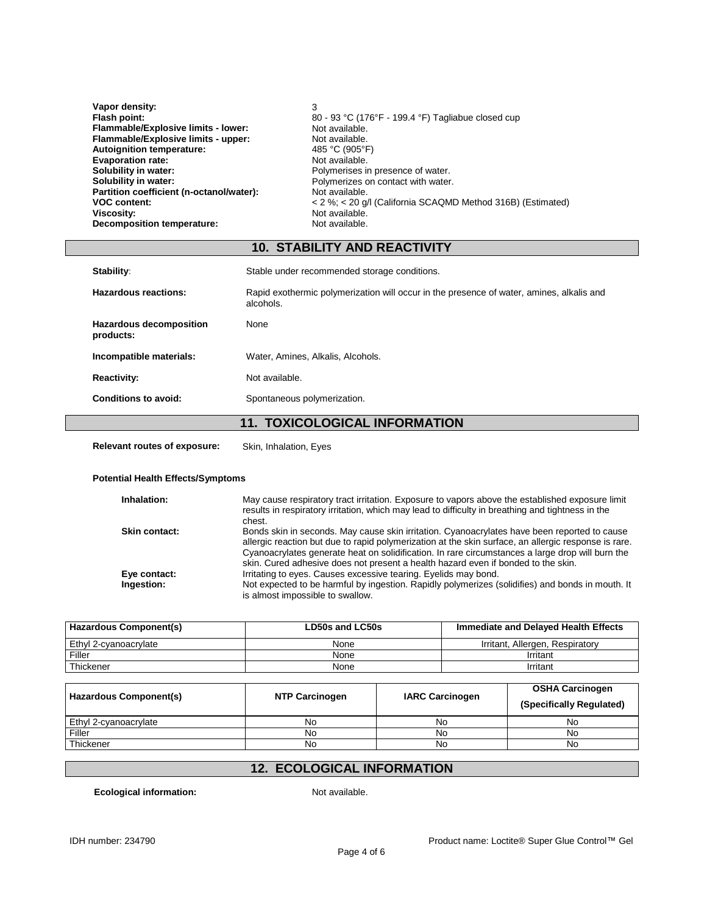**Vapor density:** 3
**Flash point:** 80 - 93 °C (176°F - 199.4 °F) Tagliabue closed cup
**Flammable/Explosive limits - lower:** Not available.
**Flammable/Explosive limits - upper:** Not available.
**Autoignition temperature:** 485 °C (905°F)
**Evaporation rate:** Not available.
**Solubility in water:** Polymerises in presence of water.
**Solubility in water:** Polymerizes on contact with water.
**Partition coefficient (n-octanol/water):** Not available.
**VOC content:** < 2 %; < 20 g/l (California SCAQMD Method 316B) (Estimated)
**Viscosity:** Not available.
**Decomposition temperature:** Not available.

## 10. STABILITY AND REACTIVITY

**Stability:** Stable under recommended storage conditions.

**Hazardous reactions:** Rapid exothermic polymerization will occur in the presence of water, amines, alkalis and alcohols.

**Hazardous decomposition products:** None

**Incompatible materials:** Water, Amines, Alkalis, Alcohols.

**Reactivity:** Not available.

**Conditions to avoid:** Spontaneous polymerization.

## 11. TOXICOLOGICAL INFORMATION

**Relevant routes of exposure:** Skin, Inhalation, Eyes

**Potential Health Effects/Symptoms**

**Inhalation:** May cause respiratory tract irritation. Exposure to vapors above the established exposure limit results in respiratory irritation, which may lead to difficulty in breathing and tightness in the chest.

**Skin contact:** Bonds skin in seconds. May cause skin irritation. Cyanoacrylates have been reported to cause allergic reaction but due to rapid polymerization at the skin surface, an allergic response is rare. Cyanoacrylates generate heat on solidification. In rare circumstances a large drop will burn the skin. Cured adhesive does not present a health hazard even if bonded to the skin.

**Eye contact:** Irritating to eyes. Causes excessive tearing. Eyelids may bond.

**Ingestion:** Not expected to be harmful by ingestion. Rapidly polymerizes (solidifies) and bonds in mouth. It is almost impossible to swallow.

| Hazardous Component(s) | LD50s and LC50s | Immediate and Delayed Health Effects |
|---|---|---|
| Ethyl 2-cyanoacrylate | None | Irritant, Allergen, Respiratory |
| Filler | None | Irritant |
| Thickener | None | Irritant |

| Hazardous Component(s) | NTP Carcinogen | IARC Carcinogen | OSHA Carcinogen (Specifically Regulated) |
|---|---|---|---|
| Ethyl 2-cyanoacrylate | No | No | No |
| Filler | No | No | No |
| Thickener | No | No | No |

## 12. ECOLOGICAL INFORMATION

**Ecological information:** Not available.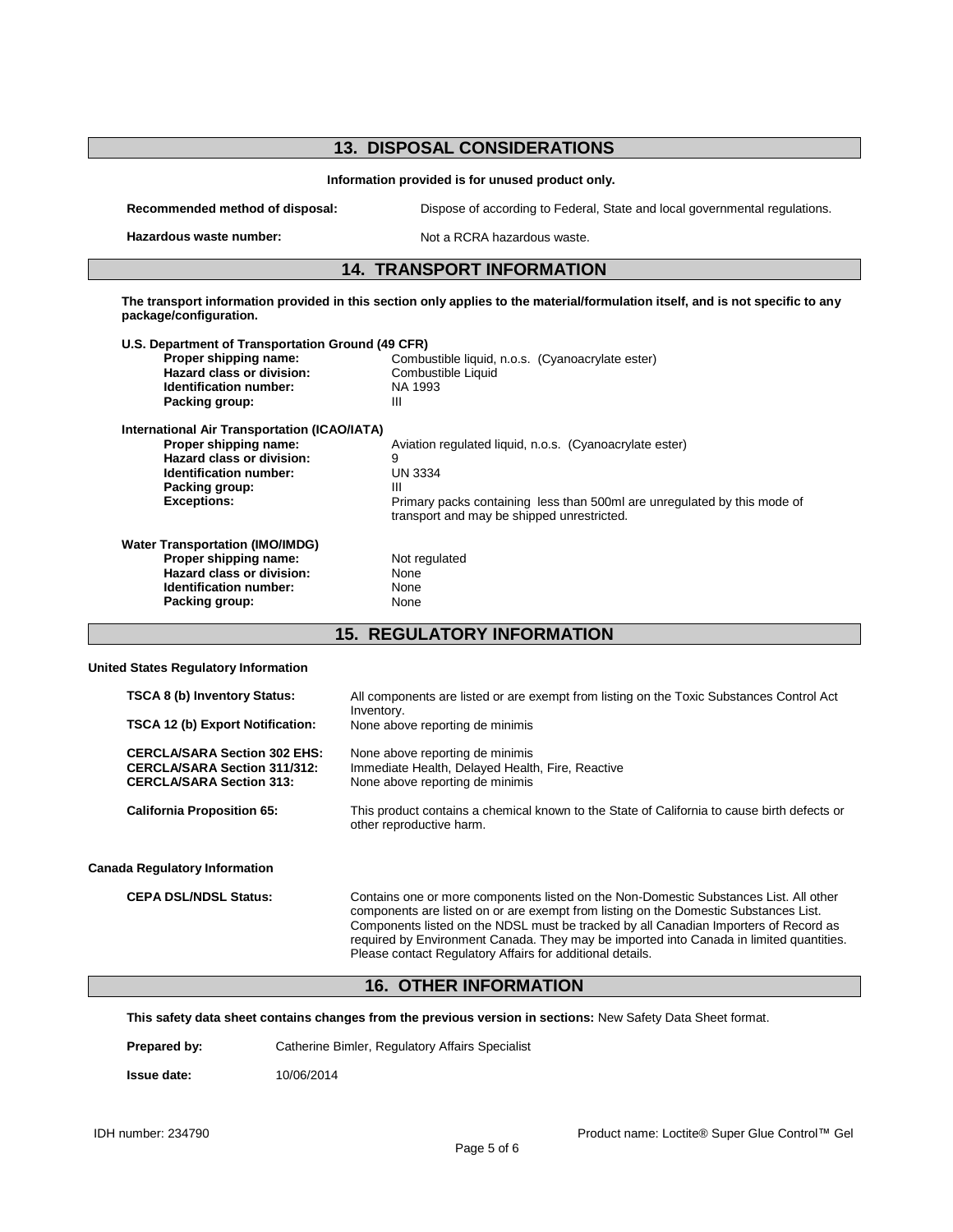## 13. DISPOSAL CONSIDERATIONS

**Information provided is for unused product only.**

**Recommended method of disposal:** Dispose of according to Federal, State and local governmental regulations.

**Hazardous waste number:** Not a RCRA hazardous waste.

## 14. TRANSPORT INFORMATION

**The transport information provided in this section only applies to the material/formulation itself, and is not specific to any package/configuration.**

**U.S. Department of Transportation Ground (49 CFR)**

- **Proper shipping name:** Combustible liquid, n.o.s. (Cyanoacrylate ester)
- **Hazard class or division:** Combustible Liquid
- **Identification number:** NA 1993
- **Packing group:** III

**International Air Transportation (ICAO/IATA)**

- **Proper shipping name:** Aviation regulated liquid, n.o.s. (Cyanoacrylate ester)
- **Hazard class or division:** 9
- **Identification number:** UN 3334
- **Packing group:** III
- **Exceptions:** Primary packs containing less than 500ml are unregulated by this mode of transport and may be shipped unrestricted.

**Water Transportation (IMO/IMDG)**

- **Proper shipping name:** Not regulated
- **Hazard class or division:** None
- **Identification number:** None
- **Packing group:** None

## 15. REGULATORY INFORMATION

**United States Regulatory Information**

**TSCA 8 (b) Inventory Status:** All components are listed or are exempt from listing on the Toxic Substances Control Act Inventory.

**TSCA 12 (b) Export Notification:** None above reporting de minimis

**CERCLA/SARA Section 302 EHS:** None above reporting de minimis

**CERCLA/SARA Section 311/312:** Immediate Health, Delayed Health, Fire, Reactive

**CERCLA/SARA Section 313:** None above reporting de minimis

**California Proposition 65:** This product contains a chemical known to the State of California to cause birth defects or other reproductive harm.

**Canada Regulatory Information**

**CEPA DSL/NDSL Status:** Contains one or more components listed on the Non-Domestic Substances List. All other components are listed on or are exempt from listing on the Domestic Substances List. Components listed on the NDSL must be tracked by all Canadian Importers of Record as required by Environment Canada. They may be imported into Canada in limited quantities. Please contact Regulatory Affairs for additional details.

## 16. OTHER INFORMATION

**This safety data sheet contains changes from the previous version in sections:** New Safety Data Sheet format.

**Prepared by:** Catherine Bimler, Regulatory Affairs Specialist

**Issue date:** 10/06/2014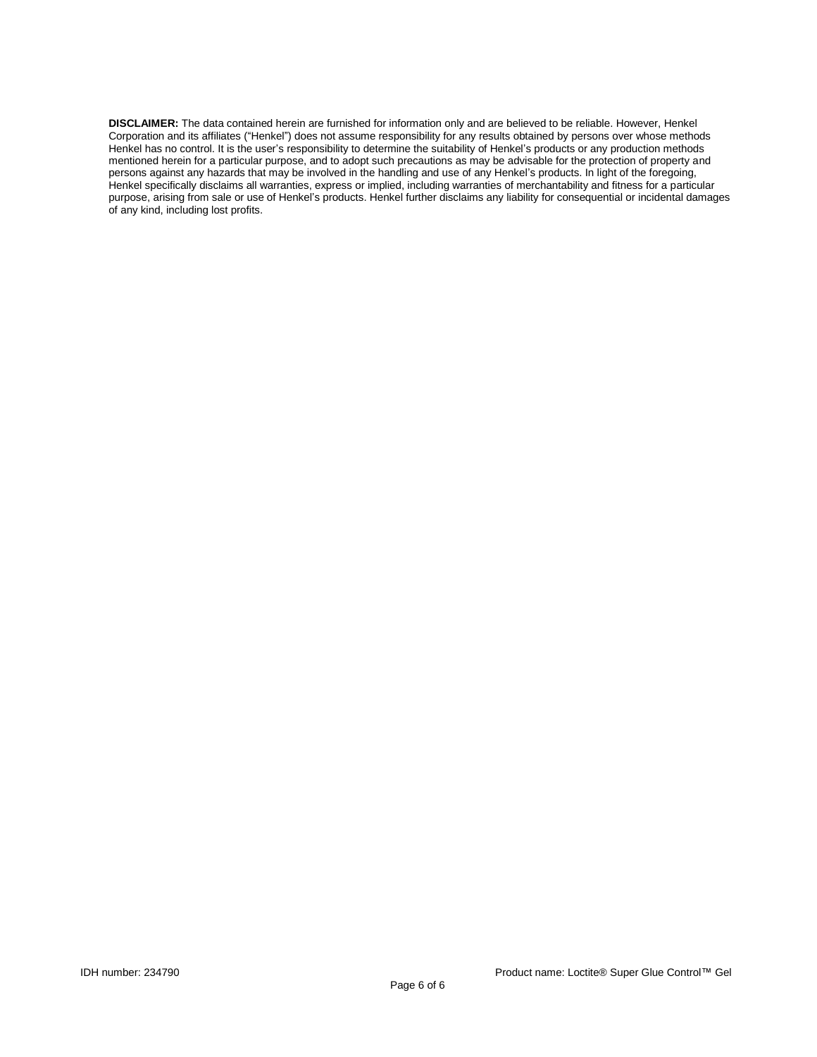**DISCLAIMER:** The data contained herein are furnished for information only and are believed to be reliable. However, Henkel Corporation and its affiliates ("Henkel") does not assume responsibility for any results obtained by persons over whose methods Henkel has no control. It is the user's responsibility to determine the suitability of Henkel's products or any production methods mentioned herein for a particular purpose, and to adopt such precautions as may be advisable for the protection of property and persons against any hazards that may be involved in the handling and use of any Henkel's products. In light of the foregoing, Henkel specifically disclaims all warranties, express or implied, including warranties of merchantability and fitness for a particular purpose, arising from sale or use of Henkel's products. Henkel further disclaims any liability for consequential or incidental damages of any kind, including lost profits.